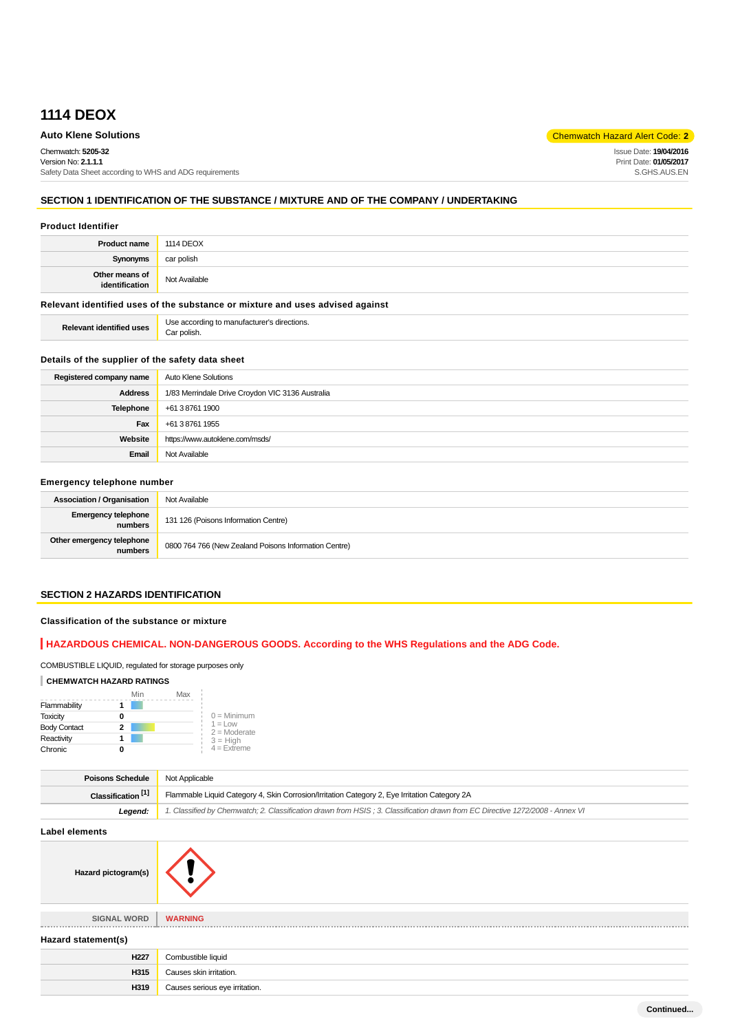# 1114 DEOX

**Auto Klene Solutions**

Chemwatch Hazard Alert Code: **2**

Chemwatch: **5205-32**
Version No: **2.1.1.1**
Safety Data Sheet according to WHS and ADG requirements

Issue Date: **19/04/2016**
Print Date: **01/05/2017**
S.GHS.AUS.EN

## SECTION 1 IDENTIFICATION OF THE SUBSTANCE / MIXTURE AND OF THE COMPANY / UNDERTAKING

### Product Identifier

| | |
|---|---|
| **Product name** | 1114 DEOX |
| **Synonyms** | car polish |
| **Other means of identification** | Not Available |

### Relevant identified uses of the substance or mixture and uses advised against

| | |
|---|---|
| **Relevant identified uses** | Use according to manufacturer's directions.<br>Car polish. |

### Details of the supplier of the safety data sheet

| | |
|---|---|
| **Registered company name** | Auto Klene Solutions |
| **Address** | 1/83 Merrindale Drive Croydon VIC 3136 Australia |
| **Telephone** | +61 3 8761 1900 |
| **Fax** | +61 3 8761 1955 |
| **Website** | https://www.autoklene.com/msds/ |
| **Email** | Not Available |

### Emergency telephone number

| | |
|---|---|
| **Association / Organisation** | Not Available |
| **Emergency telephone numbers** | 131 126 (Poisons Information Centre) |
| **Other emergency telephone numbers** | 0800 764 766 (New Zealand Poisons Information Centre) |

## SECTION 2 HAZARDS IDENTIFICATION

### Classification of the substance or mixture

**HAZARDOUS CHEMICAL. NON-DANGEROUS GOODS. According to the WHS Regulations and the ADG Code.**

COMBUSTIBLE LIQUID, regulated for storage purposes only

**CHEMWATCH HAZARD RATINGS**

| | Rating |
|---|---|
| Flammability | 1 |
| Toxicity | 0 |
| Body Contact | 2 |
| Reactivity | 1 |
| Chronic | 0 |

0 = Minimum
1 = Low
2 = Moderate
3 = High
4 = Extreme

| | |
|---|---|
| **Poisons Schedule** | Not Applicable |
| **Classification [1]** | Flammable Liquid Category 4, Skin Corrosion/Irritation Category 2, Eye Irritation Category 2A |
| ***Legend:*** | *1. Classified by Chemwatch; 2. Classification drawn from HSIS ; 3. Classification drawn from EC Directive 1272/2008 - Annex VI* |

### Label elements

**Hazard pictogram(s)**

| | |
|---|---|
| **SIGNAL WORD** | **WARNING** |

### Hazard statement(s)

| | |
|---|---|
| **H227** | Combustible liquid |
| **H315** | Causes skin irritation. |
| **H319** | Causes serious eye irritation. |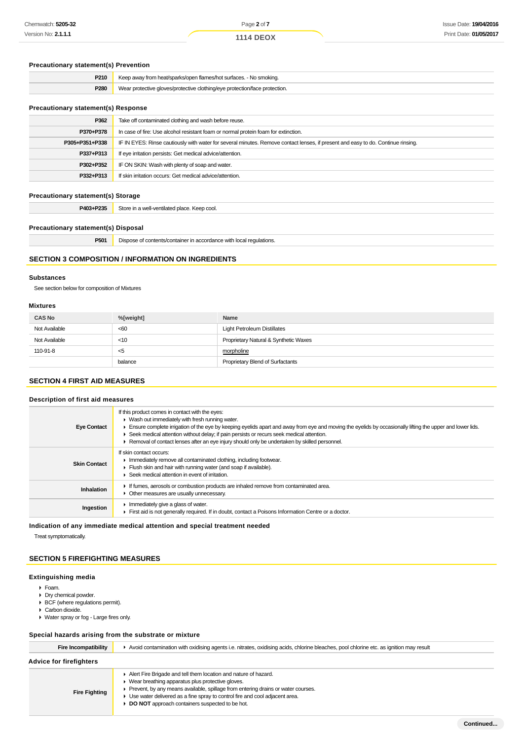### Precautionary statement(s) Prevention

| | |
|---|---|
| P210 | Keep away from heat/sparks/open flames/hot surfaces. - No smoking. |
| P280 | Wear protective gloves/protective clothing/eye protection/face protection. |

### Precautionary statement(s) Response

| | |
|---|---|
| P362 | Take off contaminated clothing and wash before reuse. |
| P370+P378 | In case of fire: Use alcohol resistant foam or normal protein foam for extinction. |
| P305+P351+P338 | IF IN EYES: Rinse cautiously with water for several minutes. Remove contact lenses, if present and easy to do. Continue rinsing. |
| P337+P313 | If eye irritation persists: Get medical advice/attention. |
| P302+P352 | IF ON SKIN: Wash with plenty of soap and water. |
| P332+P313 | If skin irritation occurs: Get medical advice/attention. |

### Precautionary statement(s) Storage

| | |
|---|---|
| P403+P235 | Store in a well-ventilated place. Keep cool. |

### Precautionary statement(s) Disposal

| | |
|---|---|
| P501 | Dispose of contents/container in accordance with local regulations. |

## SECTION 3 COMPOSITION / INFORMATION ON INGREDIENTS

### Substances

See section below for composition of Mixtures

### Mixtures

| CAS No | %[weight] | Name |
|---|---|---|
| Not Available | <60 | Light Petroleum Distillates |
| Not Available | <10 | Proprietary Natural & Synthetic Waxes |
| 110-91-8 | <5 | morpholine |
| | balance | Proprietary Blend of Surfactants |

## SECTION 4 FIRST AID MEASURES

### Description of first aid measures

| | |
|---|---|
| Eye Contact | If this product comes in contact with the eyes:<br>▸ Wash out immediately with fresh running water.<br>▸ Ensure complete irrigation of the eye by keeping eyelids apart and away from eye and moving the eyelids by occasionally lifting the upper and lower lids.<br>▸ Seek medical attention without delay; if pain persists or recurs seek medical attention.<br>▸ Removal of contact lenses after an eye injury should only be undertaken by skilled personnel. |
| Skin Contact | If skin contact occurs:<br>▸ Immediately remove all contaminated clothing, including footwear.<br>▸ Flush skin and hair with running water (and soap if available).<br>▸ Seek medical attention in event of irritation. |
| Inhalation | ▸ If fumes, aerosols or combustion products are inhaled remove from contaminated area.<br>▸ Other measures are usually unnecessary. |
| Ingestion | ▸ Immediately give a glass of water.<br>▸ First aid is not generally required. If in doubt, contact a Poisons Information Centre or a doctor. |

### Indication of any immediate medical attention and special treatment needed

Treat symptomatically.

## SECTION 5 FIREFIGHTING MEASURES

### Extinguishing media

- Foam.
- Dry chemical powder.
- BCF (where regulations permit).
- Carbon dioxide.
- Water spray or fog - Large fires only.

### Special hazards arising from the substrate or mixture

| | |
|---|---|
| Fire Incompatibility | ▸ Avoid contamination with oxidising agents i.e. nitrates, oxidising acids, chlorine bleaches, pool chlorine etc. as ignition may result |

### Advice for firefighters

| | |
|---|---|
| Fire Fighting | ▸ Alert Fire Brigade and tell them location and nature of hazard.<br>▸ Wear breathing apparatus plus protective gloves.<br>▸ Prevent, by any means available, spillage from entering drains or water courses.<br>▸ Use water delivered as a fine spray to control fire and cool adjacent area.<br>▸ **DO NOT** approach containers suspected to be hot. |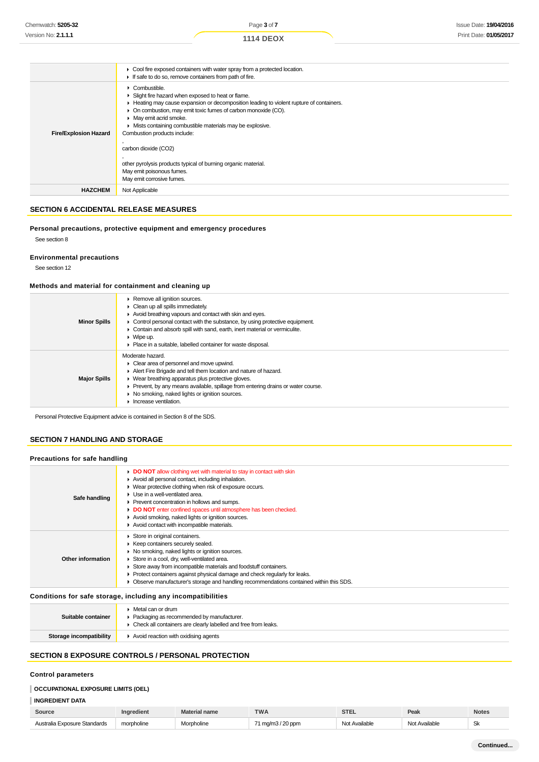| | |
|---|---|
| | ▸ Cool fire exposed containers with water spray from a protected location.<br>▸ If safe to do so, remove containers from path of fire. |
| **Fire/Explosion Hazard** | ▸ Combustible.<br>▸ Slight fire hazard when exposed to heat or flame.<br>▸ Heating may cause expansion or decomposition leading to violent rupture of containers.<br>▸ On combustion, may emit toxic fumes of carbon monoxide (CO).<br>▸ May emit acrid smoke.<br>▸ Mists containing combustible materials may be explosive.<br>Combustion products include:<br>,<br>carbon dioxide ($CO_2$)<br>,<br>other pyrolysis products typical of burning organic material.<br>May emit poisonous fumes.<br>May emit corrosive fumes. |
| **HAZCHEM** | Not Applicable |

## SECTION 6 ACCIDENTAL RELEASE MEASURES

### Personal precautions, protective equipment and emergency procedures

See section 8

### Environmental precautions

See section 12

### Methods and material for containment and cleaning up

| | |
|---|---|
| **Minor Spills** | ▸ Remove all ignition sources.<br>▸ Clean up all spills immediately.<br>▸ Avoid breathing vapours and contact with skin and eyes.<br>▸ Control personal contact with the substance, by using protective equipment.<br>▸ Contain and absorb spill with sand, earth, inert material or vermiculite.<br>▸ Wipe up.<br>▸ Place in a suitable, labelled container for waste disposal. |
| **Major Spills** | Moderate hazard.<br>▸ Clear area of personnel and move upwind.<br>▸ Alert Fire Brigade and tell them location and nature of hazard.<br>▸ Wear breathing apparatus plus protective gloves.<br>▸ Prevent, by any means available, spillage from entering drains or water course.<br>▸ No smoking, naked lights or ignition sources.<br>▸ Increase ventilation. |

Personal Protective Equipment advice is contained in Section 8 of the SDS.

## SECTION 7 HANDLING AND STORAGE

### Precautions for safe handling

| | |
|---|---|
| **Safe handling** | ▸ **DO NOT** allow clothing wet with material to stay in contact with skin<br>▸ Avoid all personal contact, including inhalation.<br>▸ Wear protective clothing when risk of exposure occurs.<br>▸ Use in a well-ventilated area.<br>▸ Prevent concentration in hollows and sumps.<br>▸ **DO NOT** enter confined spaces until atmosphere has been checked.<br>▸ Avoid smoking, naked lights or ignition sources.<br>▸ Avoid contact with incompatible materials. |
| **Other information** | ▸ Store in original containers.<br>▸ Keep containers securely sealed.<br>▸ No smoking, naked lights or ignition sources.<br>▸ Store in a cool, dry, well-ventilated area.<br>▸ Store away from incompatible materials and foodstuff containers.<br>▸ Protect containers against physical damage and check regularly for leaks.<br>▸ Observe manufacturer's storage and handling recommendations contained within this SDS. |

### Conditions for safe storage, including any incompatibilities

| | |
|---|---|
| **Suitable container** | ▸ Metal can or drum<br>▸ Packaging as recommended by manufacturer.<br>▸ Check all containers are clearly labelled and free from leaks. |
| **Storage incompatibility** | ▸ Avoid reaction with oxidising agents |

## SECTION 8 EXPOSURE CONTROLS / PERSONAL PROTECTION

### Control parameters

**OCCUPATIONAL EXPOSURE LIMITS (OEL)**

**INGREDIENT DATA**

| Source | Ingredient | Material name | TWA | STEL | Peak | Notes |
|---|---|---|---|---|---|---|
| Australia Exposure Standards | morpholine | Morpholine | 71 mg/m3 / 20 ppm | Not Available | Not Available | Sk |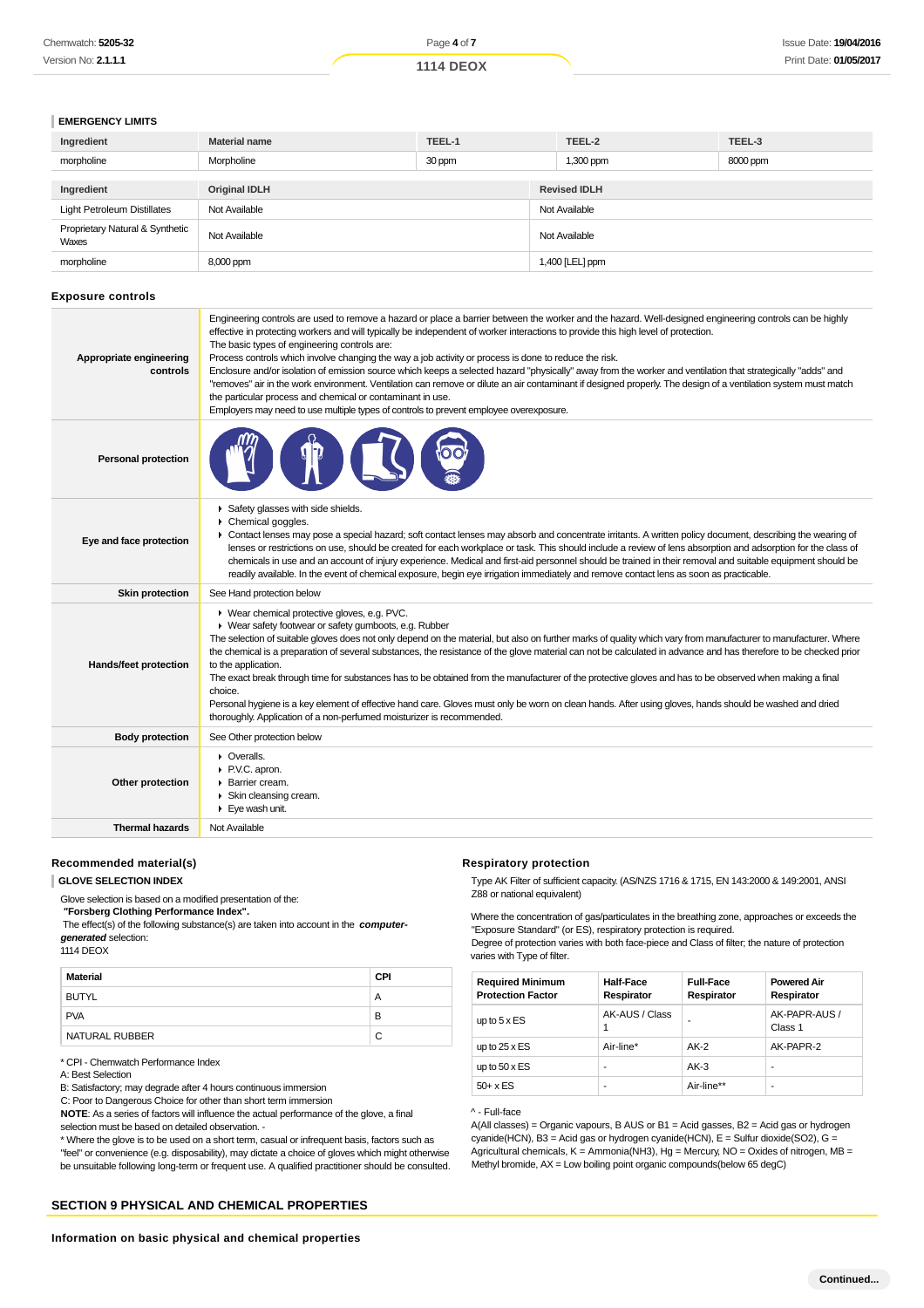### EMERGENCY LIMITS

| Ingredient | Material name | TEEL-1 | TEEL-2 | TEEL-3 |
|---|---|---|---|---|
| morpholine | Morpholine | 30 ppm | 1,300 ppm | 8000 ppm |

| Ingredient | Original IDLH | Revised IDLH |
|---|---|---|
| Light Petroleum Distillates | Not Available | Not Available |
| Proprietary Natural & Synthetic Waxes | Not Available | Not Available |
| morpholine | 8,000 ppm | 1,400 [LEL] ppm |

## Exposure controls

| | |
|---|---|
| **Appropriate engineering controls** | Engineering controls are used to remove a hazard or place a barrier between the worker and the hazard. Well-designed engineering controls can be highly effective in protecting workers and will typically be independent of worker interactions to provide this high level of protection.<br>The basic types of engineering controls are:<br>Process controls which involve changing the way a job activity or process is done to reduce the risk.<br>Enclosure and/or isolation of emission source which keeps a selected hazard "physically" away from the worker and ventilation that strategically "adds" and "removes" air in the work environment. Ventilation can remove or dilute an air contaminant if designed properly. The design of a ventilation system must match the particular process and chemical or contaminant in use.<br>Employers may need to use multiple types of controls to prevent employee overexposure. |
| **Personal protection** | |
| **Eye and face protection** | ▸ Safety glasses with side shields.<br>▸ Chemical goggles.<br>▸ Contact lenses may pose a special hazard; soft contact lenses may absorb and concentrate irritants. A written policy document, describing the wearing of lenses or restrictions on use, should be created for each workplace or task. This should include a review of lens absorption and adsorption for the class of chemicals in use and an account of injury experience. Medical and first-aid personnel should be trained in their removal and suitable equipment should be readily available. In the event of chemical exposure, begin eye irrigation immediately and remove contact lens as soon as practicable. |
| **Skin protection** | See Hand protection below |
| **Hands/feet protection** | ▸ Wear chemical protective gloves, e.g. PVC.<br>▸ Wear safety footwear or safety gumboots, e.g. Rubber<br>The selection of suitable gloves does not only depend on the material, but also on further marks of quality which vary from manufacturer to manufacturer. Where the chemical is a preparation of several substances, the resistance of the glove material can not be calculated in advance and has therefore to be checked prior to the application.<br>The exact break through time for substances has to be obtained from the manufacturer of the protective gloves and has to be observed when making a final choice.<br>Personal hygiene is a key element of effective hand care. Gloves must only be worn on clean hands. After using gloves, hands should be washed and dried thoroughly. Application of a non-perfumed moisturizer is recommended. |
| **Body protection** | See Other protection below |
| **Other protection** | ▸ Overalls.<br>▸ P.V.C. apron.<br>▸ Barrier cream.<br>▸ Skin cleansing cream.<br>▸ Eye wash unit. |
| **Thermal hazards** | Not Available |

## Recommended material(s)

### GLOVE SELECTION INDEX

Glove selection is based on a modified presentation of the:
**"Forsberg Clothing Performance Index".**
The effect(s) of the following substance(s) are taken into account in the ***computer-generated*** selection:
1114 DEOX

| Material | CPI |
|---|---|
| BUTYL | A |
| PVA | B |
| NATURAL RUBBER | C |

* CPI - Chemwatch Performance Index
A: Best Selection
B: Satisfactory; may degrade after 4 hours continuous immersion
C: Poor to Dangerous Choice for other than short term immersion
**NOTE**: As a series of factors will influence the actual performance of the glove, a final selection must be based on detailed observation. -
* Where the glove is to be used on a short term, casual or infrequent basis, factors such as "feel" or convenience (e.g. disposability), may dictate a choice of gloves which might otherwise be unsuitable following long-term or frequent use. A qualified practitioner should be consulted.

## Respiratory protection

Type AK Filter of sufficient capacity. (AS/NZS 1716 & 1715, EN 143:2000 & 149:2001, ANSI Z88 or national equivalent)

Where the concentration of gas/particulates in the breathing zone, approaches or exceeds the "Exposure Standard" (or ES), respiratory protection is required.
Degree of protection varies with both face-piece and Class of filter; the nature of protection varies with Type of filter.

| Required Minimum Protection Factor | Half-Face Respirator | Full-Face Respirator | Powered Air Respirator |
|---|---|---|---|
| up to 5 x ES | AK-AUS / Class 1 | - | AK-PAPR-AUS / Class 1 |
| up to 25 x ES | Air-line* | AK-2 | AK-PAPR-2 |
| up to 50 x ES | - | AK-3 | - |
| 50+ x ES | - | Air-line** | - |

^ - Full-face
A(All classes) = Organic vapours, B AUS or B1 = Acid gasses, B2 = Acid gas or hydrogen cyanide(HCN), B3 = Acid gas or hydrogen cyanide(HCN), E = Sulfur dioxide(SO2), G = Agricultural chemicals, K = Ammonia(NH3), Hg = Mercury, NO = Oxides of nitrogen, MB = Methyl bromide, AX = Low boiling point organic compounds(below 65 degC)

## SECTION 9 PHYSICAL AND CHEMICAL PROPERTIES

### Information on basic physical and chemical properties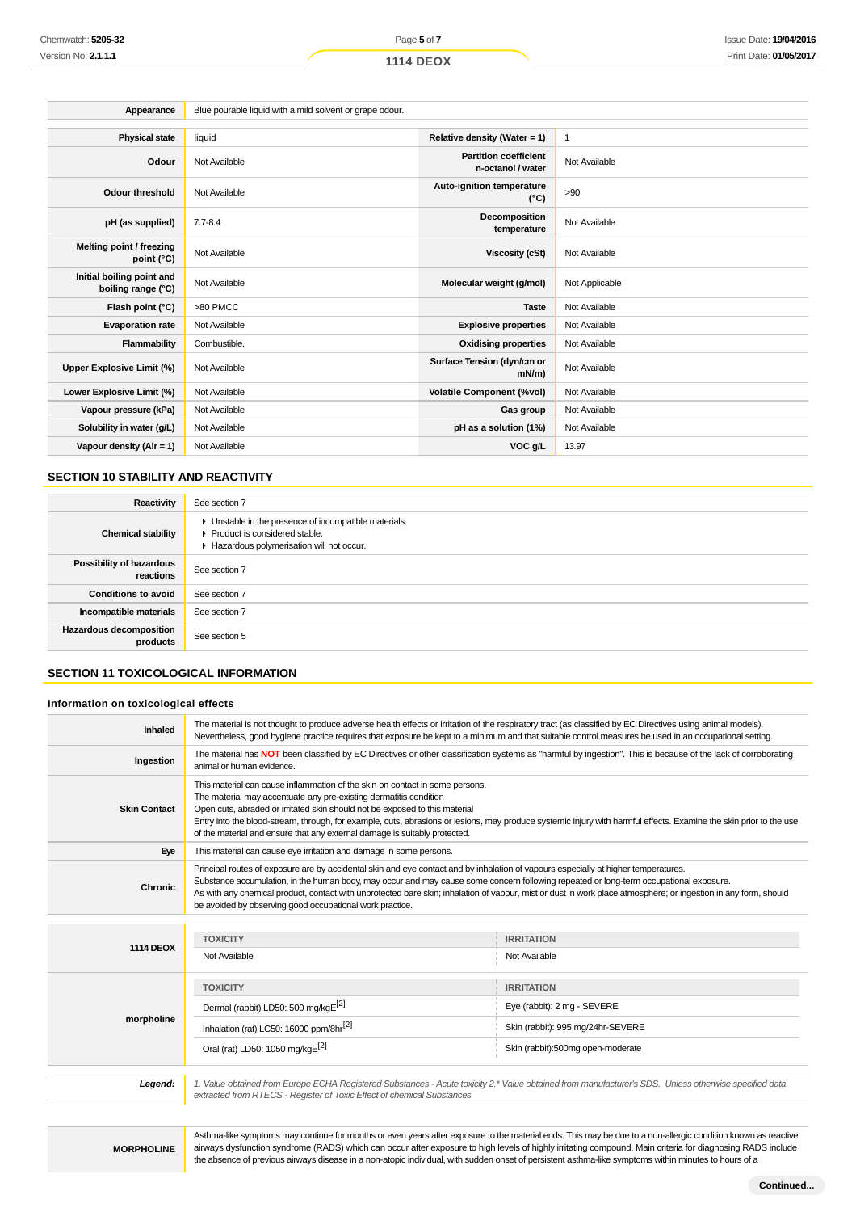| Appearance | Blue pourable liquid with a mild solvent or grape odour. | | |
|---|---|---|---|
| **Physical state** | liquid | **Relative density (Water = 1)** | 1 |
| **Odour** | Not Available | **Partition coefficient n-octanol / water** | Not Available |
| **Odour threshold** | Not Available | **Auto-ignition temperature (°C)** | >90 |
| **pH (as supplied)** | 7.7-8.4 | **Decomposition temperature** | Not Available |
| **Melting point / freezing point (°C)** | Not Available | **Viscosity (cSt)** | Not Available |
| **Initial boiling point and boiling range (°C)** | Not Available | **Molecular weight (g/mol)** | Not Applicable |
| **Flash point (°C)** | >80 PMCC | **Taste** | Not Available |
| **Evaporation rate** | Not Available | **Explosive properties** | Not Available |
| **Flammability** | Combustible. | **Oxidising properties** | Not Available |
| **Upper Explosive Limit (%)** | Not Available | **Surface Tension (dyn/cm or mN/m)** | Not Available |
| **Lower Explosive Limit (%)** | Not Available | **Volatile Component (%vol)** | Not Available |
| **Vapour pressure (kPa)** | Not Available | **Gas group** | Not Available |
| **Solubility in water (g/L)** | Not Available | **pH as a solution (1%)** | Not Available |
| **Vapour density (Air = 1)** | Not Available | **VOC g/L** | 13.97 |

## SECTION 10 STABILITY AND REACTIVITY

| | |
|---|---|
| **Reactivity** | See section 7 |
| **Chemical stability** | ▸ Unstable in the presence of incompatible materials.<br>▸ Product is considered stable.<br>▸ Hazardous polymerisation will not occur. |
| **Possibility of hazardous reactions** | See section 7 |
| **Conditions to avoid** | See section 7 |
| **Incompatible materials** | See section 7 |
| **Hazardous decomposition products** | See section 5 |

## SECTION 11 TOXICOLOGICAL INFORMATION

### Information on toxicological effects

| | |
|---|---|
| **Inhaled** | The material is not thought to produce adverse health effects or irritation of the respiratory tract (as classified by EC Directives using animal models). Nevertheless, good hygiene practice requires that exposure be kept to a minimum and that suitable control measures be used in an occupational setting. |
| **Ingestion** | The material has **NOT** been classified by EC Directives or other classification systems as "harmful by ingestion". This is because of the lack of corroborating animal or human evidence. |
| **Skin Contact** | This material can cause inflammation of the skin on contact in some persons.<br>The material may accentuate any pre-existing dermatitis condition<br>Open cuts, abraded or irritated skin should not be exposed to this material<br>Entry into the blood-stream, through, for example, cuts, abrasions or lesions, may produce systemic injury with harmful effects. Examine the skin prior to the use of the material and ensure that any external damage is suitably protected. |
| **Eye** | This material can cause eye irritation and damage in some persons. |
| **Chronic** | Principal routes of exposure are by accidental skin and eye contact and by inhalation of vapours especially at higher temperatures.<br>Substance accumulation, in the human body, may occur and may cause some concern following repeated or long-term occupational exposure.<br>As with any chemical product, contact with unprotected bare skin; inhalation of vapour, mist or dust in work place atmosphere; or ingestion in any form, should be avoided by observing good occupational work practice. |

| | TOXICITY | IRRITATION |
|---|---|---|
| **1114 DEOX** | Not Available | Not Available |
| **morpholine** | **TOXICITY** | **IRRITATION** |
| | Dermal (rabbit) LD50: 500 mg/kgE[2] | Eye (rabbit): 2 mg - SEVERE |
| | Inhalation (rat) LC50: 16000 ppm/8hr[2] | Skin (rabbit): 995 mg/24hr-SEVERE |
| | Oral (rat) LD50: 1050 mg/kgE[2] | Skin (rabbit):500mg open-moderate |

| | |
|---|---|
| ***Legend:*** | *1. Value obtained from Europe ECHA Registered Substances - Acute toxicity 2.\* Value obtained from manufacturer's SDS. Unless otherwise specified data extracted from RTECS - Register of Toxic Effect of chemical Substances* |

| | |
|---|---|
| **MORPHOLINE** | Asthma-like symptoms may continue for months or even years after exposure to the material ends. This may be due to a non-allergic condition known as reactive airways dysfunction syndrome (RADS) which can occur after exposure to high levels of highly irritating compound. Main criteria for diagnosing RADS include the absence of previous airways disease in a non-atopic individual, with sudden onset of persistent asthma-like symptoms within minutes to hours of a |

**Continued...**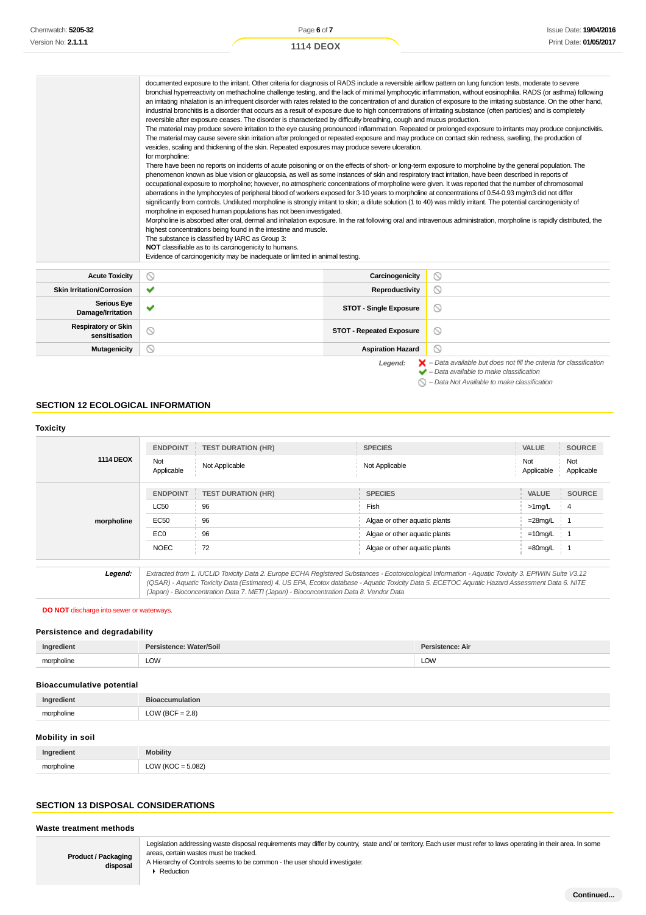| | |
|---|---|
| | documented exposure to the irritant. Other criteria for diagnosis of RADS include a reversible airflow pattern on lung function tests, moderate to severe bronchial hyperreactivity on methacholine challenge testing, and the lack of minimal lymphocytic inflammation, without eosinophilia. RADS (or asthma) following an irritating inhalation is an infrequent disorder with rates related to the concentration of and duration of exposure to the irritating substance. On the other hand, industrial bronchitis is a disorder that occurs as a result of exposure due to high concentrations of irritating substance (often particles) and is completely reversible after exposure ceases. The disorder is characterized by difficulty breathing, cough and mucus production.<br>The material may produce severe irritation to the eye causing pronounced inflammation. Repeated or prolonged exposure to irritants may produce conjunctivitis.<br>The material may cause severe skin irritation after prolonged or repeated exposure and may produce on contact skin redness, swelling, the production of vesicles, scaling and thickening of the skin. Repeated exposures may produce severe ulceration.<br>for morpholine:<br>There have been no reports on incidents of acute poisoning or on the effects of short- or long-term exposure to morpholine by the general population. The phenomenon known as blue vision or glaucopsia, as well as some instances of skin and respiratory tract irritation, have been described in reports of occupational exposure to morpholine; however, no atmospheric concentrations of morpholine were given. It was reported that the number of chromosomal aberrations in the lymphocytes of peripheral blood of workers exposed for 3-10 years to morpholine at concentrations of 0.54-0.93 mg/m3 did not differ significantly from controls. Undiluted morpholine is strongly irritant to skin; a dilute solution (1 to 40) was mildly irritant. The potential carcinogenicity of morpholine in exposed human populations has not been investigated.<br>Morpholine is absorbed after oral, dermal and inhalation exposure. In the rat following oral and intravenous administration, morpholine is rapidly distributed, the highest concentrations being found in the intestine and muscle.<br>The substance is classified by IARC as Group 3:<br>**NOT** classifiable as to its carcinogenicity to humans.<br>Evidence of carcinogenicity may be inadequate or limited in animal testing. |

| | | | |
|---|---|---|---|
| **Acute Toxicity** | ⃠ | **Carcinogenicity** | ⃠ |
| **Skin Irritation/Corrosion** | ✔ | **Reproductivity** | ⃠ |
| **Serious Eye Damage/Irritation** | ✔ | **STOT - Single Exposure** | ⃠ |
| **Respiratory or Skin sensitisation** | ⃠ | **STOT - Repeated Exposure** | ⃠ |
| **Mutagenicity** | ⃠ | **Aspiration Hazard** | ⃠ |

***Legend:***
*✘ – Data available but does not fill the criteria for classification*
*✔ – Data available to make classification*
*⃠ – Data Not Available to make classification*

## SECTION 12 ECOLOGICAL INFORMATION

### Toxicity

| | ENDPOINT | TEST DURATION (HR) | SPECIES | VALUE | SOURCE |
|---|---|---|---|---|---|
| **1114 DEOX** | Not Applicable | Not Applicable | Not Applicable | Not Applicable | Not Applicable |
| | **ENDPOINT** | **TEST DURATION (HR)** | **SPECIES** | **VALUE** | **SOURCE** |
| **morpholine** | LC50 | 96 | Fish | >1mg/L | 4 |
| | EC50 | 96 | Algae or other aquatic plants | =28mg/L | 1 |
| | EC0 | 96 | Algae or other aquatic plants | =10mg/L | 1 |
| | NOEC | 72 | Algae or other aquatic plants | =80mg/L | 1 |
| ***Legend:*** | *Extracted from 1. IUCLID Toxicity Data 2. Europe ECHA Registered Substances - Ecotoxicological Information - Aquatic Toxicity 3. EPIWIN Suite V3.12 (QSAR) - Aquatic Toxicity Data (Estimated) 4. US EPA, Ecotox database - Aquatic Toxicity Data 5. ECETOC Aquatic Hazard Assessment Data 6. NITE (Japan) - Bioconcentration Data 7. METI (Japan) - Bioconcentration Data 8. Vendor Data* | | | | |

**DO NOT** discharge into sewer or waterways.

### Persistence and degradability

| Ingredient | Persistence: Water/Soil | Persistence: Air |
|---|---|---|
| morpholine | LOW | LOW |

### Bioaccumulative potential

| Ingredient | Bioaccumulation |
|---|---|
| morpholine | LOW (BCF = 2.8) |

### Mobility in soil

| Ingredient | Mobility |
|---|---|
| morpholine | LOW (KOC = 5.082) |

## SECTION 13 DISPOSAL CONSIDERATIONS

### Waste treatment methods

| | |
|---|---|
| **Product / Packaging disposal** | Legislation addressing waste disposal requirements may differ by country, state and/ or territory. Each user must refer to laws operating in their area. In some areas, certain wastes must be tracked.<br>A Hierarchy of Controls seems to be common - the user should investigate:<br>▸ Reduction |

Continued...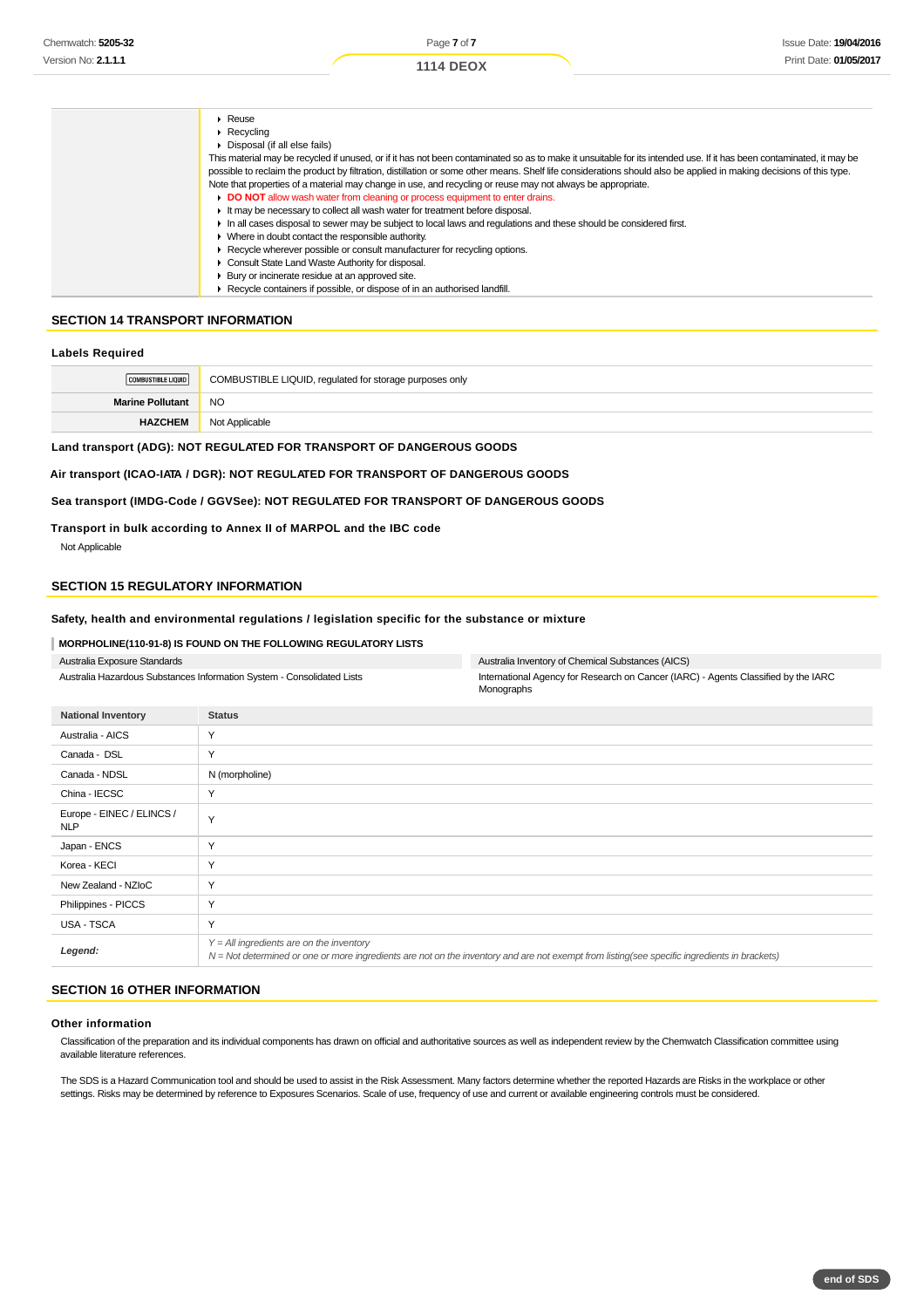| | |
|---|---|
| | ▸ Reuse<br>▸ Recycling<br>▸ Disposal (if all else fails)<br>This material may be recycled if unused, or if it has not been contaminated so as to make it unsuitable for its intended use. If it has been contaminated, it may be possible to reclaim the product by filtration, distillation or some other means. Shelf life considerations should also be applied in making decisions of this type. Note that properties of a material may change in use, and recycling or reuse may not always be appropriate.<br>▸ **DO NOT** allow wash water from cleaning or process equipment to enter drains.<br>▸ It may be necessary to collect all wash water for treatment before disposal.<br>▸ In all cases disposal to sewer may be subject to local laws and regulations and these should be considered first.<br>▸ Where in doubt contact the responsible authority.<br>▸ Recycle wherever possible or consult manufacturer for recycling options.<br>▸ Consult State Land Waste Authority for disposal.<br>▸ Bury or incinerate residue at an approved site.<br>▸ Recycle containers if possible, or dispose of in an authorised landfill. |

## SECTION 14 TRANSPORT INFORMATION

### Labels Required

| | |
|---|---|
| COMBUSTIBLE LIQUID | COMBUSTIBLE LIQUID, regulated for storage purposes only |
| **Marine Pollutant** | NO |
| **HAZCHEM** | Not Applicable |

**Land transport (ADG): NOT REGULATED FOR TRANSPORT OF DANGEROUS GOODS**

**Air transport (ICAO-IATA / DGR): NOT REGULATED FOR TRANSPORT OF DANGEROUS GOODS**

**Sea transport (IMDG-Code / GGVSee): NOT REGULATED FOR TRANSPORT OF DANGEROUS GOODS**

**Transport in bulk according to Annex II of MARPOL and the IBC code**

Not Applicable

## SECTION 15 REGULATORY INFORMATION

### Safety, health and environmental regulations / legislation specific for the substance or mixture

**MORPHOLINE(110-91-8) IS FOUND ON THE FOLLOWING REGULATORY LISTS**

| | |
|---|---|
| Australia Exposure Standards | Australia Inventory of Chemical Substances (AICS) |
| Australia Hazardous Substances Information System - Consolidated Lists | International Agency for Research on Cancer (IARC) - Agents Classified by the IARC Monographs |

| National Inventory | Status |
|---|---|
| Australia - AICS | Y |
| Canada - DSL | Y |
| Canada - NDSL | N (morpholine) |
| China - IECSC | Y |
| Europe - EINEC / ELINCS / NLP | Y |
| Japan - ENCS | Y |
| Korea - KECI | Y |
| New Zealand - NZIoC | Y |
| Philippines - PICCS | Y |
| USA - TSCA | Y |
| ***Legend:*** | *Y = All ingredients are on the inventory*<br>*N = Not determined or one or more ingredients are not on the inventory and are not exempt from listing(see specific ingredients in brackets)* |

## SECTION 16 OTHER INFORMATION

### Other information

Classification of the preparation and its individual components has drawn on official and authoritative sources as well as independent review by the Chemwatch Classification committee using available literature references.

The SDS is a Hazard Communication tool and should be used to assist in the Risk Assessment. Many factors determine whether the reported Hazards are Risks in the workplace or other settings. Risks may be determined by reference to Exposures Scenarios. Scale of use, frequency of use and current or available engineering controls must be considered.

end of SDS